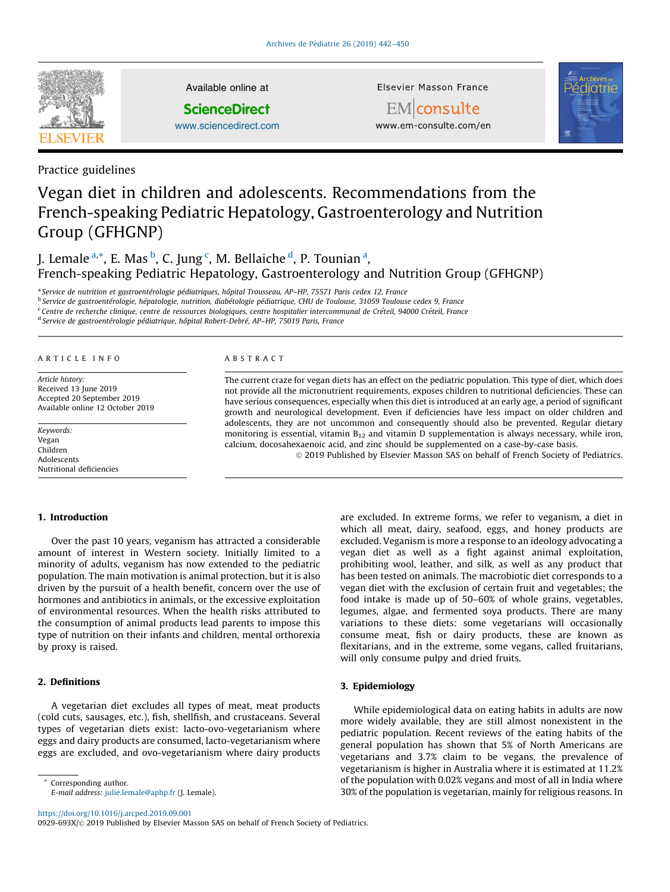Practice guidelines

# Vegan diet in children and adolescents. Recommendations from the French-speaking Pediatric Hepatology, Gastroenterology and Nutrition Group (GFHGNP)

J. Lemale [a,*], E. Mas [b], C. Jung [c], M. Bellaiche [d], P. Tounian [a], French-speaking Pediatric Hepatology, Gastroenterology and Nutrition Group (GFHGNP)

[a] Service de nutrition et gastroentérologie pédiatriques, hôpital Trousseau, AP–HP, 75571 Paris cedex 12, France
[b] Service de gastroentérologie, hépatologie, nutrition, diabétologie pédiatrique, CHU de Toulouse, 31059 Toulouse cedex 9, France
[c] Centre de recherche clinique, centre de ressources biologiques, centre hospitalier intercommunal de Créteil, 94000 Créteil, France
[d] Service de gastroentérologie pédiatrique, hôpital Robert-Debré, AP–HP, 75019 Paris, France

ARTICLE INFO

*Article history:*
Received 13 June 2019
Accepted 20 September 2019
Available online 12 October 2019

*Keywords:*
Vegan
Children
Adolescents
Nutritional deficiencies

ABSTRACT

The current craze for vegan diets has an effect on the pediatric population. This type of diet, which does not provide all the micronutrient requirements, exposes children to nutritional deficiencies. These can have serious consequences, especially when this diet is introduced at an early age, a period of significant growth and neurological development. Even if deficiencies have less impact on older children and adolescents, they are not uncommon and consequently should also be prevented. Regular dietary monitoring is essential, vitamin $B_{12}$ and vitamin D supplementation is always necessary, while iron, calcium, docosahexaenoic acid, and zinc should be supplemented on a case-by-case basis.

© 2019 Published by Elsevier Masson SAS on behalf of French Society of Pediatrics.

## 1. Introduction

Over the past 10 years, veganism has attracted a considerable amount of interest in Western society. Initially limited to a minority of adults, veganism has now extended to the pediatric population. The main motivation is animal protection, but it is also driven by the pursuit of a health benefit, concern over the use of hormones and antibiotics in animals, or the excessive exploitation of environmental resources. When the health risks attributed to the consumption of animal products lead parents to impose this type of nutrition on their infants and children, mental orthorexia by proxy is raised.

## 2. Definitions

A vegetarian diet excludes all types of meat, meat products (cold cuts, sausages, etc.), fish, shellfish, and crustaceans. Several types of vegetarian diets exist: lacto-ovo-vegetarianism where eggs and dairy products are consumed, lacto-vegetarianism where eggs are excluded, and ovo-vegetarianism where dairy products are excluded. In extreme forms, we refer to veganism, a diet in which all meat, dairy, seafood, eggs, and honey products are excluded. Veganism is more a response to an ideology advocating a vegan diet as well as a fight against animal exploitation, prohibiting wool, leather, and silk, as well as any product that has been tested on animals. The macrobiotic diet corresponds to a vegan diet with the exclusion of certain fruit and vegetables; the food intake is made up of 50–60% of whole grains, vegetables, legumes, algae, and fermented soya products. There are many variations to these diets: some vegetarians will occasionally consume meat, fish or dairy products, these are known as flexitarians, and in the extreme, some vegans, called fruitarians, will only consume pulpy and dried fruits.

## 3. Epidemiology

While epidemiological data on eating habits in adults are now more widely available, they are still almost nonexistent in the pediatric population. Recent reviews of the eating habits of the general population has shown that 5% of North Americans are vegetarians and 3.7% claim to be vegans, the prevalence of vegetarianism is higher in Australia where it is estimated at 11.2% of the population with 0.02% vegans and most of all in India where 30% of the population is vegetarian, mainly for religious reasons. In

* Corresponding author.
*E-mail address:* julie.lemale@aphp.fr (J. Lemale).

https://doi.org/10.1016/j.arcped.2019.09.001
0929-693X/© 2019 Published by Elsevier Masson SAS on behalf of French Society of Pediatrics.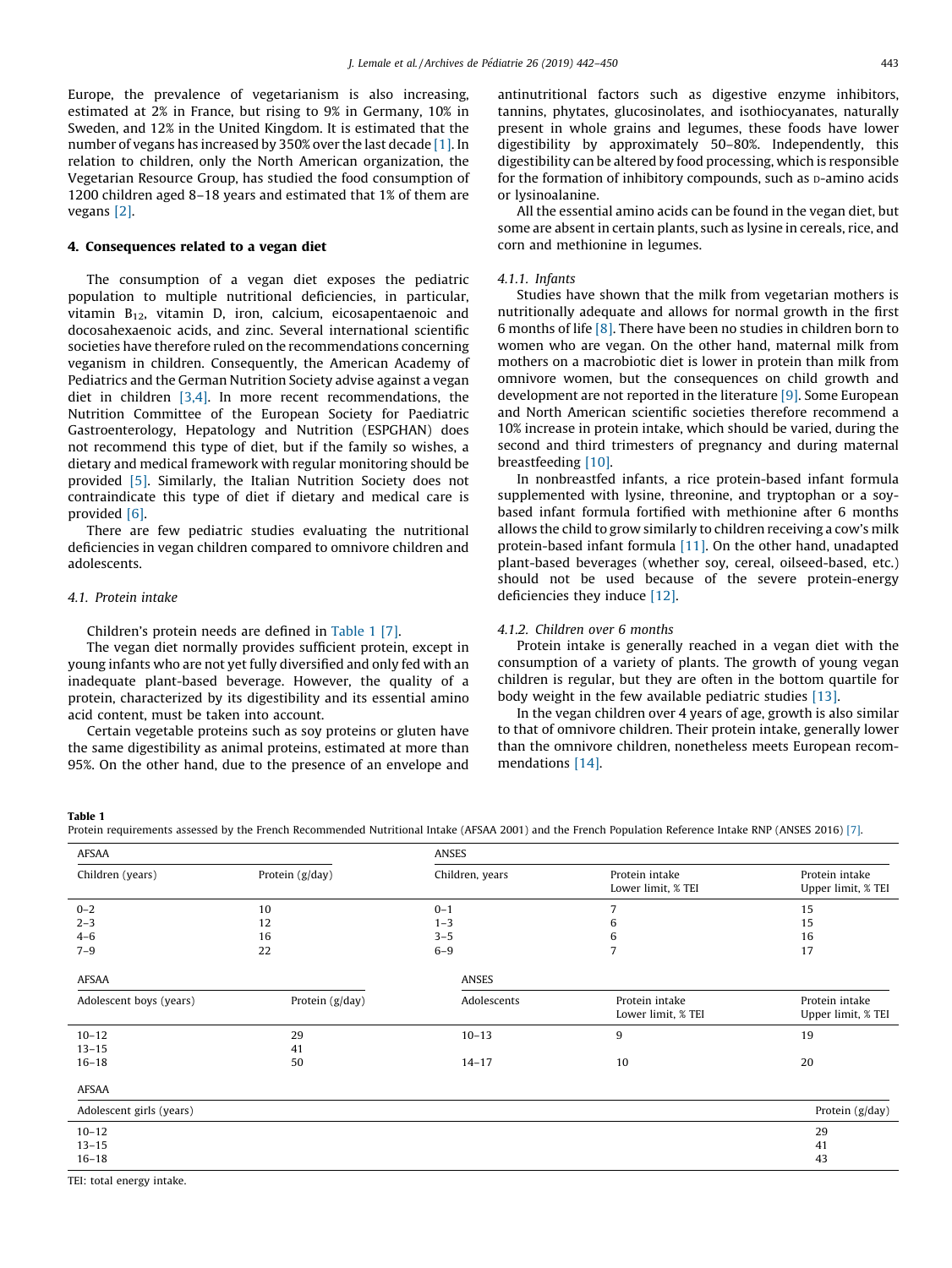Europe, the prevalence of vegetarianism is also increasing, estimated at 2% in France, but rising to 9% in Germany, 10% in Sweden, and 12% in the United Kingdom. It is estimated that the number of vegans has increased by 350% over the last decade [1]. In relation to children, only the North American organization, the Vegetarian Resource Group, has studied the food consumption of 1200 children aged 8–18 years and estimated that 1% of them are vegans [2].

## 4. Consequences related to a vegan diet

The consumption of a vegan diet exposes the pediatric population to multiple nutritional deficiencies, in particular, vitamin $B_{12}$, vitamin D, iron, calcium, eicosapentaenoic and docosahexaenoic acids, and zinc. Several international scientific societies have therefore ruled on the recommendations concerning veganism in children. Consequently, the American Academy of Pediatrics and the German Nutrition Society advise against a vegan diet in children [3,4]. In more recent recommendations, the Nutrition Committee of the European Society for Paediatric Gastroenterology, Hepatology and Nutrition (ESPGHAN) does not recommend this type of diet, but if the family so wishes, a dietary and medical framework with regular monitoring should be provided [5]. Similarly, the Italian Nutrition Society does not contraindicate this type of diet if dietary and medical care is provided [6].

There are few pediatric studies evaluating the nutritional deficiencies in vegan children compared to omnivore children and adolescents.

### *4.1. Protein intake*

Children's protein needs are defined in Table 1 [7].

The vegan diet normally provides sufficient protein, except in young infants who are not yet fully diversified and only fed with an inadequate plant-based beverage. However, the quality of a protein, characterized by its digestibility and its essential amino acid content, must be taken into account.

Certain vegetable proteins such as soy proteins or gluten have the same digestibility as animal proteins, estimated at more than 95%. On the other hand, due to the presence of an envelope and antinutritional factors such as digestive enzyme inhibitors, tannins, phytates, glucosinolates, and isothiocyanates, naturally present in whole grains and legumes, these foods have lower digestibility by approximately 50–80%. Independently, this digestibility can be altered by food processing, which is responsible for the formation of inhibitory compounds, such as D-amino acids or lysinoalanine.

All the essential amino acids can be found in the vegan diet, but some are absent in certain plants, such as lysine in cereals, rice, and corn and methionine in legumes.

#### *4.1.1. Infants*

Studies have shown that the milk from vegetarian mothers is nutritionally adequate and allows for normal growth in the first 6 months of life [8]. There have been no studies in children born to women who are vegan. On the other hand, maternal milk from mothers on a macrobiotic diet is lower in protein than milk from omnivore women, but the consequences on child growth and development are not reported in the literature [9]. Some European and North American scientific societies therefore recommend a 10% increase in protein intake, which should be varied, during the second and third trimesters of pregnancy and during maternal breastfeeding [10].

In nonbreastfed infants, a rice protein-based infant formula supplemented with lysine, threonine, and tryptophan or a soy-based infant formula fortified with methionine after 6 months allows the child to grow similarly to children receiving a cow's milk protein-based infant formula [11]. On the other hand, unadapted plant-based beverages (whether soy, cereal, oilseed-based, etc.) should not be used because of the severe protein-energy deficiencies they induce [12].

#### *4.1.2. Children over 6 months*

Protein intake is generally reached in a vegan diet with the consumption of a variety of plants. The growth of young vegan children is regular, but they are often in the bottom quartile for body weight in the few available pediatric studies [13].

In the vegan children over 4 years of age, growth is also similar to that of omnivore children. Their protein intake, generally lower than the omnivore children, nonetheless meets European recommendations [14].

**Table 1**
Protein requirements assessed by the French Recommended Nutritional Intake (AFSAA 2001) and the French Population Reference Intake RNP (ANSES 2016) [7].

| AFSAA | | ANSES | | |
|---|---|---|---|---|
| Children (years) | Protein (g/day) | Children, years | Protein intake Lower limit, % TEI | Protein intake Upper limit, % TEI |
| 0–2 | 10 | 0–1 | 7 | 15 |
| 2–3 | 12 | 1–3 | 6 | 15 |
| 4–6 | 16 | 3–5 | 6 | 16 |
| 7–9 | 22 | 6–9 | 7 | 17 |

| AFSAA | | ANSES | | |
|---|---|---|---|---|
| Adolescent boys (years) | Protein (g/day) | Adolescents | Protein intake Lower limit, % TEI | Protein intake Upper limit, % TEI |
| 10–12 | 29 | 10–13 | 9 | 19 |
| 13–15 | 41 | | | |
| 16–18 | 50 | 14–17 | 10 | 20 |

| AFSAA | |
|---|---|
| Adolescent girls (years) | Protein (g/day) |
| 10–12 | 29 |
| 13–15 | 41 |
| 16–18 | 43 |

TEI: total energy intake.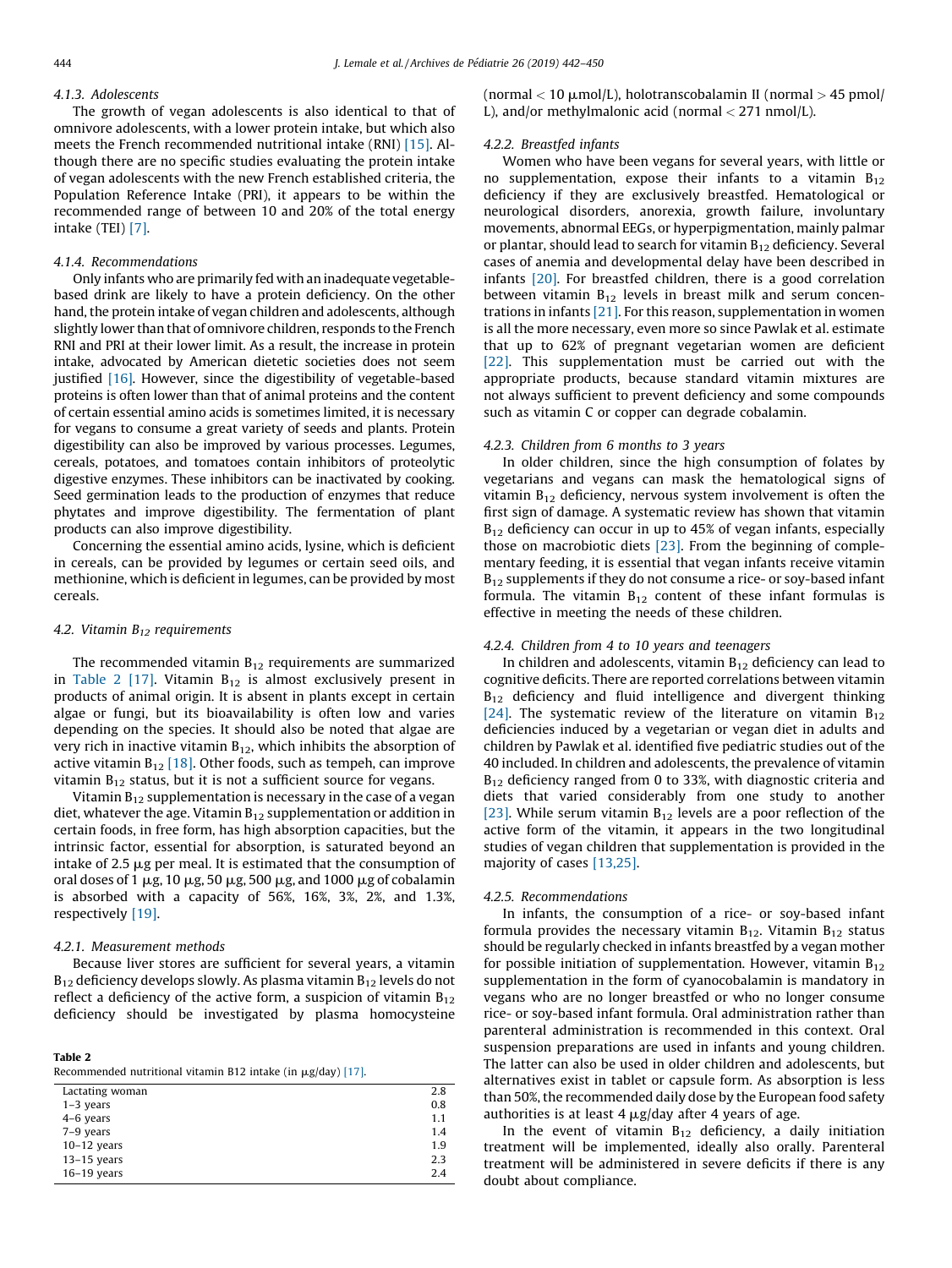#### 4.1.3. Adolescents

The growth of vegan adolescents is also identical to that of omnivore adolescents, with a lower protein intake, but which also meets the French recommended nutritional intake (RNI) [15]. Although there are no specific studies evaluating the protein intake of vegan adolescents with the new French established criteria, the Population Reference Intake (PRI), it appears to be within the recommended range of between 10 and 20% of the total energy intake (TEI) [7].

#### 4.1.4. Recommendations

Only infants who are primarily fed with an inadequate vegetable-based drink are likely to have a protein deficiency. On the other hand, the protein intake of vegan children and adolescents, although slightly lower than that of omnivore children, responds to the French RNI and PRI at their lower limit. As a result, the increase in protein intake, advocated by American dietetic societies does not seem justified [16]. However, since the digestibility of vegetable-based proteins is often lower than that of animal proteins and the content of certain essential amino acids is sometimes limited, it is necessary for vegans to consume a great variety of seeds and plants. Protein digestibility can also be improved by various processes. Legumes, cereals, potatoes, and tomatoes contain inhibitors of proteolytic digestive enzymes. These inhibitors can be inactivated by cooking. Seed germination leads to the production of enzymes that reduce phytates and improve digestibility. The fermentation of plant products can also improve digestibility.

Concerning the essential amino acids, lysine, which is deficient in cereals, can be provided by legumes or certain seed oils, and methionine, which is deficient in legumes, can be provided by most cereals.

### 4.2. Vitamin $B_{12}$ requirements

The recommended vitamin $B_{12}$ requirements are summarized in Table 2 [17]. Vitamin $B_{12}$ is almost exclusively present in products of animal origin. It is absent in plants except in certain algae or fungi, but its bioavailability is often low and varies depending on the species. It should also be noted that algae are very rich in inactive vitamin $B_{12}$, which inhibits the absorption of active vitamin $B_{12}$ [18]. Other foods, such as tempeh, can improve vitamin $B_{12}$ status, but it is not a sufficient source for vegans.

Vitamin $B_{12}$ supplementation is necessary in the case of a vegan diet, whatever the age. Vitamin $B_{12}$ supplementation or addition in certain foods, in free form, has high absorption capacities, but the intrinsic factor, essential for absorption, is saturated beyond an intake of 2.5 μg per meal. It is estimated that the consumption of oral doses of 1 μg, 10 μg, 50 μg, 500 μg, and 1000 μg of cobalamin is absorbed with a capacity of 56%, 16%, 3%, 2%, and 1.3%, respectively [19].

#### 4.2.1. Measurement methods

Because liver stores are sufficient for several years, a vitamin $B_{12}$ deficiency develops slowly. As plasma vitamin $B_{12}$ levels do not reflect a deficiency of the active form, a suspicion of vitamin $B_{12}$ deficiency should be investigated by plasma homocysteine (normal < 10 μmol/L), holotranscobalamin II (normal > 45 pmol/L), and/or methylmalonic acid (normal < 271 nmol/L).

**Table 2**
Recommended nutritional vitamin B12 intake (in μg/day) [17].

| | |
|---|---|
| Lactating woman | 2.8 |
| 1–3 years | 0.8 |
| 4–6 years | 1.1 |
| 7–9 years | 1.4 |
| 10–12 years | 1.9 |
| 13–15 years | 2.3 |
| 16–19 years | 2.4 |

#### 4.2.2. Breastfed infants

Women who have been vegans for several years, with little or no supplementation, expose their infants to a vitamin $B_{12}$ deficiency if they are exclusively breastfed. Hematological or neurological disorders, anorexia, growth failure, involuntary movements, abnormal EEGs, or hyperpigmentation, mainly palmar or plantar, should lead to search for vitamin $B_{12}$ deficiency. Several cases of anemia and developmental delay have been described in infants [20]. For breastfed children, there is a good correlation between vitamin $B_{12}$ levels in breast milk and serum concentrations in infants [21]. For this reason, supplementation in women is all the more necessary, even more so since Pawlak et al. estimate that up to 62% of pregnant vegetarian women are deficient [22]. This supplementation must be carried out with the appropriate products, because standard vitamin mixtures are not always sufficient to prevent deficiency and some compounds such as vitamin C or copper can degrade cobalamin.

#### 4.2.3. Children from 6 months to 3 years

In older children, since the high consumption of folates by vegetarians and vegans can mask the hematological signs of vitamin $B_{12}$ deficiency, nervous system involvement is often the first sign of damage. A systematic review has shown that vitamin $B_{12}$ deficiency can occur in up to 45% of vegan infants, especially those on macrobiotic diets [23]. From the beginning of complementary feeding, it is essential that vegan infants receive vitamin $B_{12}$ supplements if they do not consume a rice- or soy-based infant formula. The vitamin $B_{12}$ content of these infant formulas is effective in meeting the needs of these children.

#### 4.2.4. Children from 4 to 10 years and teenagers

In children and adolescents, vitamin $B_{12}$ deficiency can lead to cognitive deficits. There are reported correlations between vitamin $B_{12}$ deficiency and fluid intelligence and divergent thinking [24]. The systematic review of the literature on vitamin $B_{12}$ deficiencies induced by a vegetarian or vegan diet in adults and children by Pawlak et al. identified five pediatric studies out of the 40 included. In children and adolescents, the prevalence of vitamin $B_{12}$ deficiency ranged from 0 to 33%, with diagnostic criteria and diets that varied considerably from one study to another [23]. While serum vitamin $B_{12}$ levels are a poor reflection of the active form of the vitamin, it appears in the two longitudinal studies of vegan children that supplementation is provided in the majority of cases [13,25].

#### 4.2.5. Recommendations

In infants, the consumption of a rice- or soy-based infant formula provides the necessary vitamin $B_{12}$. Vitamin $B_{12}$ status should be regularly checked in infants breastfed by a vegan mother for possible initiation of supplementation. However, vitamin $B_{12}$ supplementation in the form of cyanocobalamin is mandatory in vegans who are no longer breastfed or who no longer consume rice- or soy-based infant formula. Oral administration rather than parenteral administration is recommended in this context. Oral suspension preparations are used in infants and young children. The latter can also be used in older children and adolescents, but alternatives exist in tablet or capsule form. As absorption is less than 50%, the recommended daily dose by the European food safety authorities is at least 4 μg/day after 4 years of age.

In the event of vitamin $B_{12}$ deficiency, a daily initiation treatment will be implemented, ideally also orally. Parenteral treatment will be administered in severe deficits if there is any doubt about compliance.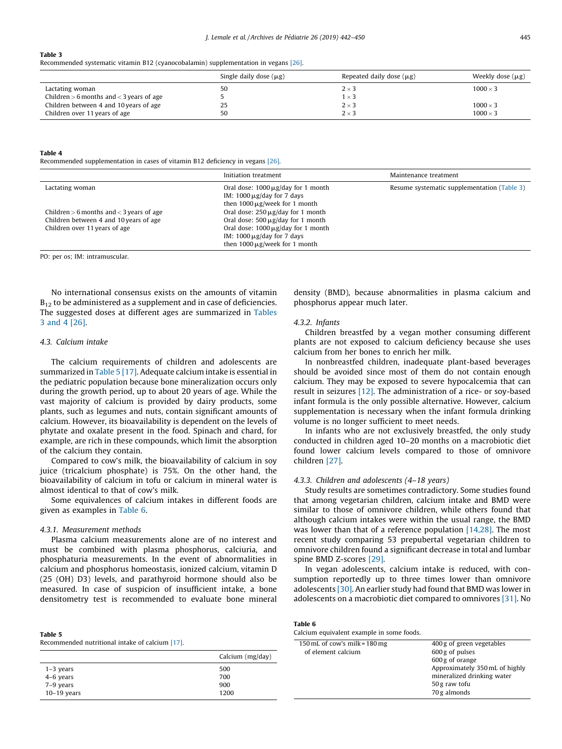**Table 3**
Recommended systematic vitamin B12 (cyanocobalamin) supplementation in vegans [26].

| | Single daily dose (μg) | Repeated daily dose (μg) | Weekly dose (μg) |
|---|---|---|---|
| Lactating woman | 50 | 2 × 3 | 1000 × 3 |
| Children > 6 months and < 3 years of age | 5 | 1 × 3 | |
| Children between 4 and 10 years of age | 25 | 2 × 3 | 1000 × 3 |
| Children over 11 years of age | 50 | 2 × 3 | 1000 × 3 |

**Table 4**
Recommended supplementation in cases of vitamin B12 deficiency in vegans [26].

| | Initiation treatment | Maintenance treatment |
|---|---|---|
| Lactating woman | Oral dose: 1000 μg/day for 1 month<br>IM: 1000 μg/day for 7 days<br>then 1000 μg/week for 1 month | Resume systematic supplementation (Table 3) |
| Children > 6 months and < 3 years of age | Oral dose: 250 μg/day for 1 month | |
| Children between 4 and 10 years of age | Oral dose: 500 μg/day for 1 month | |
| Children over 11 years of age | Oral dose: 1000 μg/day for 1 month<br>IM: 1000 μg/day for 7 days<br>then 1000 μg/week for 1 month | |

PO: per os; IM: intramuscular.

No international consensus exists on the amounts of vitamin $B_{12}$ to be administered as a supplement and in case of deficiencies. The suggested doses at different ages are summarized in Tables 3 and 4 [26].

### 4.3. Calcium intake

The calcium requirements of children and adolescents are summarized in Table 5 [17]. Adequate calcium intake is essential in the pediatric population because bone mineralization occurs only during the growth period, up to about 20 years of age. While the vast majority of calcium is provided by dairy products, some plants, such as legumes and nuts, contain significant amounts of calcium. However, its bioavailability is dependent on the levels of phytate and oxalate present in the food. Spinach and chard, for example, are rich in these compounds, which limit the absorption of the calcium they contain.

Compared to cow's milk, the bioavailability of calcium in soy juice (tricalcium phosphate) is 75%. On the other hand, the bioavailability of calcium in tofu or calcium in mineral water is almost identical to that of cow's milk.

Some equivalences of calcium intakes in different foods are given as examples in Table 6.

#### 4.3.1. Measurement methods

Plasma calcium measurements alone are of no interest and must be combined with plasma phosphorus, calciuria, and phosphaturia measurements. In the event of abnormalities in calcium and phosphorus homeostasis, ionized calcium, vitamin D (25 (OH) D3) levels, and parathyroid hormone should also be measured. In case of suspicion of insufficient intake, a bone densitometry test is recommended to evaluate bone mineral density (BMD), because abnormalities in plasma calcium and phosphorus appear much later.

#### 4.3.2. Infants

Children breastfed by a vegan mother consuming different plants are not exposed to calcium deficiency because she uses calcium from her bones to enrich her milk.

In nonbreastfed children, inadequate plant-based beverages should be avoided since most of them do not contain enough calcium. They may be exposed to severe hypocalcemia that can result in seizures [12]. The administration of a rice- or soy-based infant formula is the only possible alternative. However, calcium supplementation is necessary when the infant formula drinking volume is no longer sufficient to meet needs.

In infants who are not exclusively breastfed, the only study conducted in children aged 10–20 months on a macrobiotic diet found lower calcium levels compared to those of omnivore children [27].

#### 4.3.3. Children and adolescents (4–18 years)

Study results are sometimes contradictory. Some studies found that among vegetarian children, calcium intake and BMD were similar to those of omnivore children, while others found that although calcium intakes were within the usual range, the BMD was lower than that of a reference population [14,28]. The most recent study comparing 53 prepubertal vegetarian children to omnivore children found a significant decrease in total and lumbar spine BMD Z-scores [29].

In vegan adolescents, calcium intake is reduced, with consumption reportedly up to three times lower than omnivore adolescents [30]. An earlier study had found that BMD was lower in adolescents on a macrobiotic diet compared to omnivores [31]. No

**Table 5**
Recommended nutritional intake of calcium [17].

| | Calcium (mg/day) |
|---|---|
| 1–3 years | 500 |
| 4–6 years | 700 |
| 7–9 years | 900 |
| 10–19 years | 1200 |

**Table 6**
Calcium equivalent example in some foods.

| | |
|---|---|
| 150 mL of cow's milk = 180 mg of element calcium | 400 g of green vegetables |
| | 600 g of pulses |
| | 600 g of orange |
| | Approximately 350 mL of highly mineralized drinking water |
| | 50 g raw tofu |
| | 70 g almonds |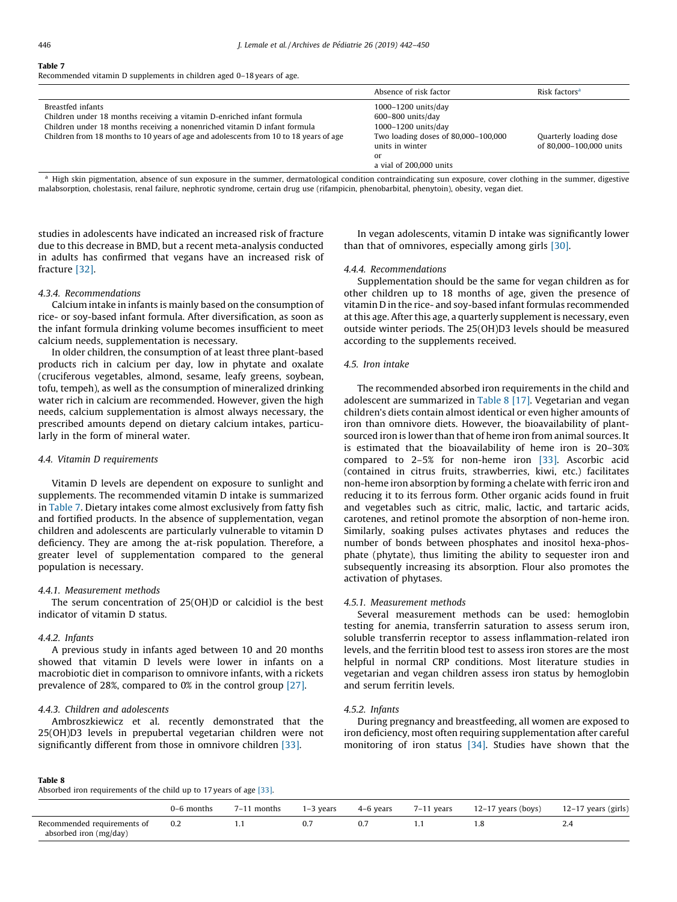**Table 7**
Recommended vitamin D supplements in children aged 0–18 years of age.

| | Absence of risk factor | Risk factors[a] |
|---|---|---|
| Breastfed infants | 1000–1200 units/day | |
| Children under 18 months receiving a vitamin D-enriched infant formula | 600–800 units/day | |
| Children under 18 months receiving a nonenriched vitamin D infant formula | 1000–1200 units/day | |
| Children from 18 months to 10 years of age and adolescents from 10 to 18 years of age | Two loading doses of 80,000–100,000 units in winter or a vial of 200,000 units | Quarterly loading dose of 80,000–100,000 units |

[a] High skin pigmentation, absence of sun exposure in the summer, dermatological condition contraindicating sun exposure, cover clothing in the summer, digestive malabsorption, cholestasis, renal failure, nephrotic syndrome, certain drug use (rifampicin, phenobarbital, phenytoin), obesity, vegan diet.

studies in adolescents have indicated an increased risk of fracture due to this decrease in BMD, but a recent meta-analysis conducted in adults has confirmed that vegans have an increased risk of fracture [32].

#### 4.3.4. Recommendations

Calcium intake in infants is mainly based on the consumption of rice- or soy-based infant formula. After diversification, as soon as the infant formula drinking volume becomes insufficient to meet calcium needs, supplementation is necessary.

In older children, the consumption of at least three plant-based products rich in calcium per day, low in phytate and oxalate (cruciferous vegetables, almond, sesame, leafy greens, soybean, tofu, tempeh), as well as the consumption of mineralized drinking water rich in calcium are recommended. However, given the high needs, calcium supplementation is almost always necessary, the prescribed amounts depend on dietary calcium intakes, particularly in the form of mineral water.

### 4.4. Vitamin D requirements

Vitamin D levels are dependent on exposure to sunlight and supplements. The recommended vitamin D intake is summarized in Table 7. Dietary intakes come almost exclusively from fatty fish and fortified products. In the absence of supplementation, vegan children and adolescents are particularly vulnerable to vitamin D deficiency. They are among the at-risk population. Therefore, a greater level of supplementation compared to the general population is necessary.

#### 4.4.1. Measurement methods

The serum concentration of 25(OH)D or calcidiol is the best indicator of vitamin D status.

#### 4.4.2. Infants

A previous study in infants aged between 10 and 20 months showed that vitamin D levels were lower in infants on a macrobiotic diet in comparison to omnivore infants, with a rickets prevalence of 28%, compared to 0% in the control group [27].

#### 4.4.3. Children and adolescents

Ambroszkiewicz et al. recently demonstrated that the 25(OH)D3 levels in prepubertal vegetarian children were not significantly different from those in omnivore children [33].

In vegan adolescents, vitamin D intake was significantly lower than that of omnivores, especially among girls [30].

#### 4.4.4. Recommendations

Supplementation should be the same for vegan children as for other children up to 18 months of age, given the presence of vitamin D in the rice- and soy-based infant formulas recommended at this age. After this age, a quarterly supplement is necessary, even outside winter periods. The 25(OH)D3 levels should be measured according to the supplements received.

### 4.5. Iron intake

The recommended absorbed iron requirements in the child and adolescent are summarized in Table 8 [17]. Vegetarian and vegan children's diets contain almost identical or even higher amounts of iron than omnivore diets. However, the bioavailability of plant-sourced iron is lower than that of heme iron from animal sources. It is estimated that the bioavailability of heme iron is 20–30% compared to 2–5% for non-heme iron [33]. Ascorbic acid (contained in citrus fruits, strawberries, kiwi, etc.) facilitates non-heme iron absorption by forming a chelate with ferric iron and reducing it to its ferrous form. Other organic acids found in fruit and vegetables such as citric, malic, lactic, and tartaric acids, carotenes, and retinol promote the absorption of non-heme iron. Similarly, soaking pulses activates phytases and reduces the number of bonds between phosphates and inositol hexa-phosphate (phytate), thus limiting the ability to sequester iron and subsequently increasing its absorption. Flour also promotes the activation of phytases.

#### 4.5.1. Measurement methods

Several measurement methods can be used: hemoglobin testing for anemia, transferrin saturation to assess serum iron, soluble transferrin receptor to assess inflammation-related iron levels, and the ferritin blood test to assess iron stores are the most helpful in normal CRP conditions. Most literature studies in vegetarian and vegan children assess iron status by hemoglobin and serum ferritin levels.

#### 4.5.2. Infants

During pregnancy and breastfeeding, all women are exposed to iron deficiency, most often requiring supplementation after careful monitoring of iron status [34]. Studies have shown that the

**Table 8**
Absorbed iron requirements of the child up to 17 years of age [33].

| | 0–6 months | 7–11 months | 1–3 years | 4–6 years | 7–11 years | 12–17 years (boys) | 12–17 years (girls) |
|---|---|---|---|---|---|---|---|
| Recommended requirements of absorbed iron (mg/day) | 0.2 | 1.1 | 0.7 | 0.7 | 1.1 | 1.8 | 2.4 |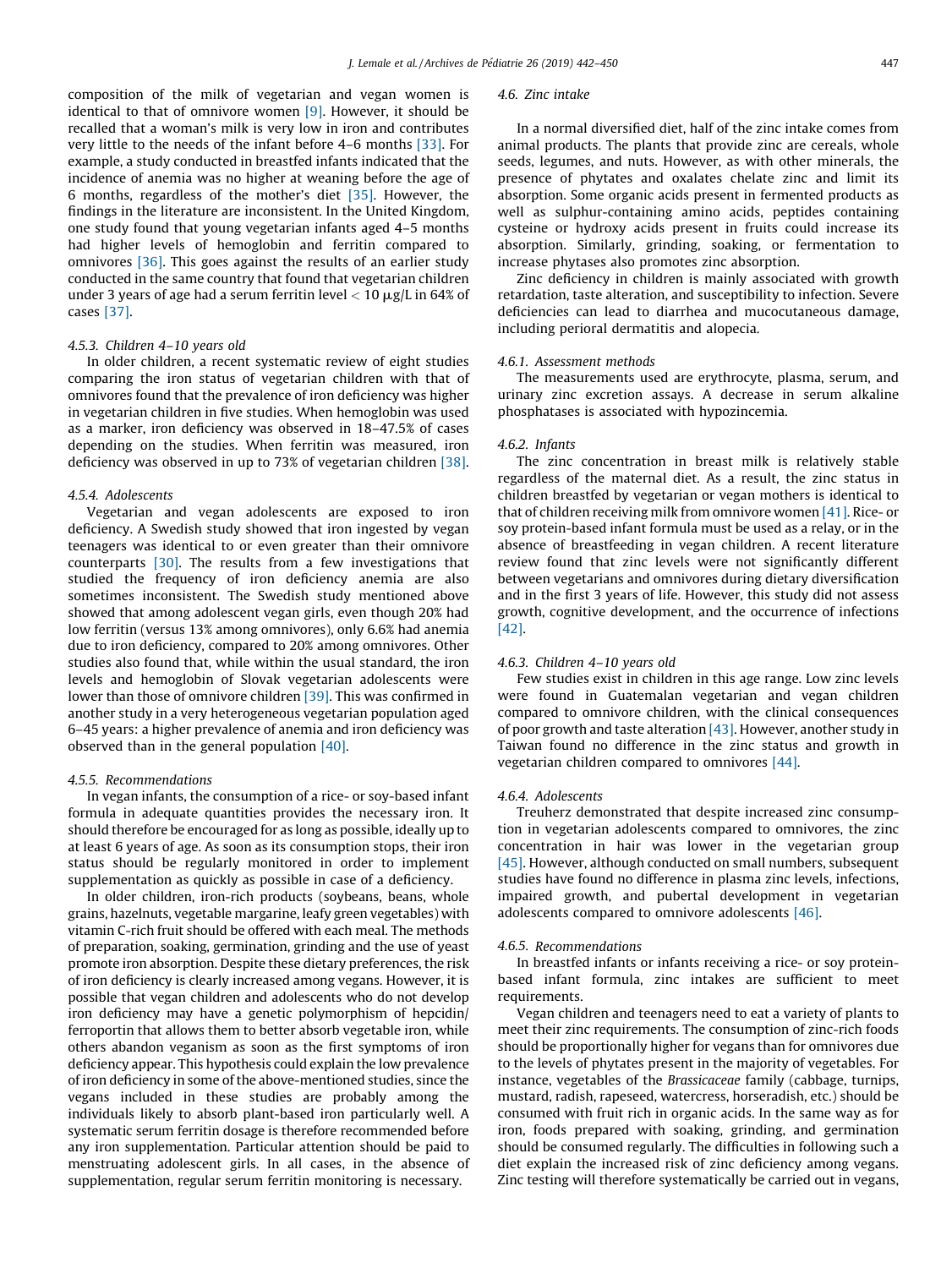composition of the milk of vegetarian and vegan women is identical to that of omnivore women [9]. However, it should be recalled that a woman's milk is very low in iron and contributes very little to the needs of the infant before 4–6 months [33]. For example, a study conducted in breastfed infants indicated that the incidence of anemia was no higher at weaning before the age of 6 months, regardless of the mother's diet [35]. However, the findings in the literature are inconsistent. In the United Kingdom, one study found that young vegetarian infants aged 4–5 months had higher levels of hemoglobin and ferritin compared to omnivores [36]. This goes against the results of an earlier study conducted in the same country that found that vegetarian children under 3 years of age had a serum ferritin level < 10 μg/L in 64% of cases [37].

#### 4.5.3. Children 4–10 years old

In older children, a recent systematic review of eight studies comparing the iron status of vegetarian children with that of omnivores found that the prevalence of iron deficiency was higher in vegetarian children in five studies. When hemoglobin was used as a marker, iron deficiency was observed in 18–47.5% of cases depending on the studies. When ferritin was measured, iron deficiency was observed in up to 73% of vegetarian children [38].

#### 4.5.4. Adolescents

Vegetarian and vegan adolescents are exposed to iron deficiency. A Swedish study showed that iron ingested by vegan teenagers was identical to or even greater than their omnivore counterparts [30]. The results from a few investigations that studied the frequency of iron deficiency anemia are also sometimes inconsistent. The Swedish study mentioned above showed that among adolescent vegan girls, even though 20% had low ferritin (versus 13% among omnivores), only 6.6% had anemia due to iron deficiency, compared to 20% among omnivores. Other studies also found that, while within the usual standard, the iron levels and hemoglobin of Slovak vegetarian adolescents were lower than those of omnivore children [39]. This was confirmed in another study in a very heterogeneous vegetarian population aged 6–45 years: a higher prevalence of anemia and iron deficiency was observed than in the general population [40].

#### 4.5.5. Recommendations

In vegan infants, the consumption of a rice- or soy-based infant formula in adequate quantities provides the necessary iron. It should therefore be encouraged for as long as possible, ideally up to at least 6 years of age. As soon as its consumption stops, their iron status should be regularly monitored in order to implement supplementation as quickly as possible in case of a deficiency.

In older children, iron-rich products (soybeans, beans, whole grains, hazelnuts, vegetable margarine, leafy green vegetables) with vitamin C-rich fruit should be offered with each meal. The methods of preparation, soaking, germination, grinding and the use of yeast promote iron absorption. Despite these dietary preferences, the risk of iron deficiency is clearly increased among vegans. However, it is possible that vegan children and adolescents who do not develop iron deficiency may have a genetic polymorphism of hepcidin/ferroportin that allows them to better absorb vegetable iron, while others abandon veganism as soon as the first symptoms of iron deficiency appear. This hypothesis could explain the low prevalence of iron deficiency in some of the above-mentioned studies, since the vegans included in these studies are probably among the individuals likely to absorb plant-based iron particularly well. A systematic serum ferritin dosage is therefore recommended before any iron supplementation. Particular attention should be paid to menstruating adolescent girls. In all cases, in the absence of supplementation, regular serum ferritin monitoring is necessary.

### 4.6. Zinc intake

In a normal diversified diet, half of the zinc intake comes from animal products. The plants that provide zinc are cereals, whole seeds, legumes, and nuts. However, as with other minerals, the presence of phytates and oxalates chelate zinc and limit its absorption. Some organic acids present in fermented products as well as sulphur-containing amino acids, peptides containing cysteine or hydroxy acids present in fruits could increase its absorption. Similarly, grinding, soaking, or fermentation to increase phytases also promotes zinc absorption.

Zinc deficiency in children is mainly associated with growth retardation, taste alteration, and susceptibility to infection. Severe deficiencies can lead to diarrhea and mucocutaneous damage, including perioral dermatitis and alopecia.

#### 4.6.1. Assessment methods

The measurements used are erythrocyte, plasma, serum, and urinary zinc excretion assays. A decrease in serum alkaline phosphatases is associated with hypozincemia.

#### 4.6.2. Infants

The zinc concentration in breast milk is relatively stable regardless of the maternal diet. As a result, the zinc status in children breastfed by vegetarian or vegan mothers is identical to that of children receiving milk from omnivore women [41]. Rice- or soy protein-based infant formula must be used as a relay, or in the absence of breastfeeding in vegan children. A recent literature review found that zinc levels were not significantly different between vegetarians and omnivores during dietary diversification and in the first 3 years of life. However, this study did not assess growth, cognitive development, and the occurrence of infections [42].

#### 4.6.3. Children 4–10 years old

Few studies exist in children in this age range. Low zinc levels were found in Guatemalan vegetarian and vegan children compared to omnivore children, with the clinical consequences of poor growth and taste alteration [43]. However, another study in Taiwan found no difference in the zinc status and growth in vegetarian children compared to omnivores [44].

#### 4.6.4. Adolescents

Treuherz demonstrated that despite increased zinc consumption in vegetarian adolescents compared to omnivores, the zinc concentration in hair was lower in the vegetarian group [45]. However, although conducted on small numbers, subsequent studies have found no difference in plasma zinc levels, infections, impaired growth, and pubertal development in vegetarian adolescents compared to omnivore adolescents [46].

#### 4.6.5. Recommendations

In breastfed infants or infants receiving a rice- or soy protein-based infant formula, zinc intakes are sufficient to meet requirements.

Vegan children and teenagers need to eat a variety of plants to meet their zinc requirements. The consumption of zinc-rich foods should be proportionally higher for vegans than for omnivores due to the levels of phytates present in the majority of vegetables. For instance, vegetables of the *Brassicaceae* family (cabbage, turnips, mustard, radish, rapeseed, watercress, horseradish, etc.) should be consumed with fruit rich in organic acids. In the same way as for iron, foods prepared with soaking, grinding, and germination should be consumed regularly. The difficulties in following such a diet explain the increased risk of zinc deficiency among vegans. Zinc testing will therefore systematically be carried out in vegans,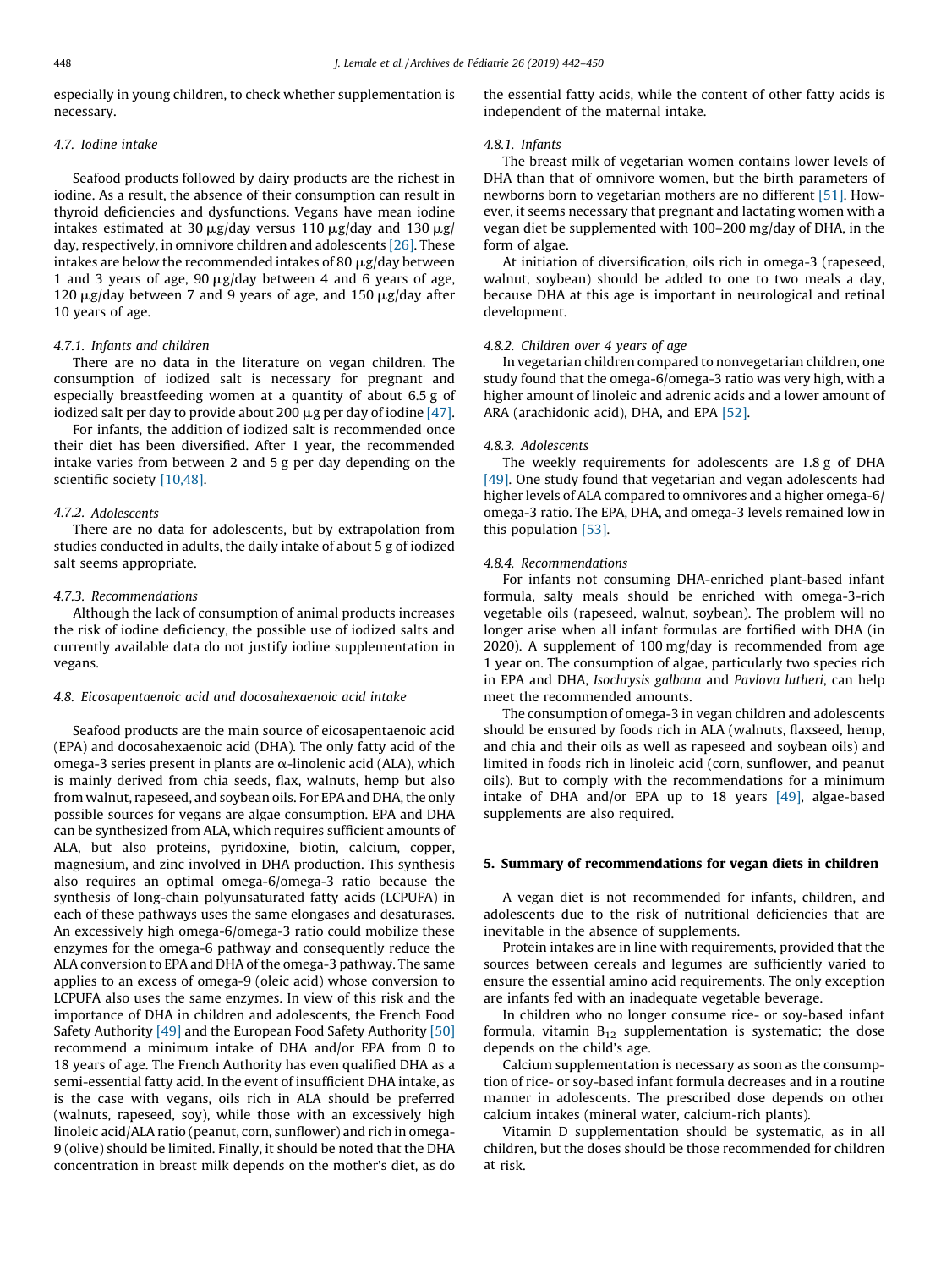especially in young children, to check whether supplementation is necessary.

### 4.7. Iodine intake

Seafood products followed by dairy products are the richest in iodine. As a result, the absence of their consumption can result in thyroid deficiencies and dysfunctions. Vegans have mean iodine intakes estimated at 30 μg/day versus 110 μg/day and 130 μg/day, respectively, in omnivore children and adolescents [26]. These intakes are below the recommended intakes of 80 μg/day between 1 and 3 years of age, 90 μg/day between 4 and 6 years of age, 120 μg/day between 7 and 9 years of age, and 150 μg/day after 10 years of age.

#### 4.7.1. Infants and children

There are no data in the literature on vegan children. The consumption of iodized salt is necessary for pregnant and especially breastfeeding women at a quantity of about 6.5 g of iodized salt per day to provide about 200 μg per day of iodine [47].

For infants, the addition of iodized salt is recommended once their diet has been diversified. After 1 year, the recommended intake varies from between 2 and 5 g per day depending on the scientific society [10,48].

#### 4.7.2. Adolescents

There are no data for adolescents, but by extrapolation from studies conducted in adults, the daily intake of about 5 g of iodized salt seems appropriate.

#### 4.7.3. Recommendations

Although the lack of consumption of animal products increases the risk of iodine deficiency, the possible use of iodized salts and currently available data do not justify iodine supplementation in vegans.

### 4.8. Eicosapentaenoic acid and docosahexaenoic acid intake

Seafood products are the main source of eicosapentaenoic acid (EPA) and docosahexaenoic acid (DHA). The only fatty acid of the omega-3 series present in plants are α-linolenic acid (ALA), which is mainly derived from chia seeds, flax, walnuts, hemp but also from walnut, rapeseed, and soybean oils. For EPA and DHA, the only possible sources for vegans are algae consumption. EPA and DHA can be synthesized from ALA, which requires sufficient amounts of ALA, but also proteins, pyridoxine, biotin, calcium, copper, magnesium, and zinc involved in DHA production. This synthesis also requires an optimal omega-6/omega-3 ratio because the synthesis of long-chain polyunsaturated fatty acids (LCPUFA) in each of these pathways uses the same elongases and desaturases. An excessively high omega-6/omega-3 ratio could mobilize these enzymes for the omega-6 pathway and consequently reduce the ALA conversion to EPA and DHA of the omega-3 pathway. The same applies to an excess of omega-9 (oleic acid) whose conversion to LCPUFA also uses the same enzymes. In view of this risk and the importance of DHA in children and adolescents, the French Food Safety Authority [49] and the European Food Safety Authority [50] recommend a minimum intake of DHA and/or EPA from 0 to 18 years of age. The French Authority has even qualified DHA as a semi-essential fatty acid. In the event of insufficient DHA intake, as is the case with vegans, oils rich in ALA should be preferred (walnuts, rapeseed, soy), while those with an excessively high linoleic acid/ALA ratio (peanut, corn, sunflower) and rich in omega-9 (olive) should be limited. Finally, it should be noted that the DHA concentration in breast milk depends on the mother's diet, as do the essential fatty acids, while the content of other fatty acids is independent of the maternal intake.

#### 4.8.1. Infants

The breast milk of vegetarian women contains lower levels of DHA than that of omnivore women, but the birth parameters of newborns born to vegetarian mothers are no different [51]. However, it seems necessary that pregnant and lactating women with a vegan diet be supplemented with 100–200 mg/day of DHA, in the form of algae.

At initiation of diversification, oils rich in omega-3 (rapeseed, walnut, soybean) should be added to one to two meals a day, because DHA at this age is important in neurological and retinal development.

#### 4.8.2. Children over 4 years of age

In vegetarian children compared to nonvegetarian children, one study found that the omega-6/omega-3 ratio was very high, with a higher amount of linoleic and adrenic acids and a lower amount of ARA (arachidonic acid), DHA, and EPA [52].

#### 4.8.3. Adolescents

The weekly requirements for adolescents are 1.8 g of DHA [49]. One study found that vegetarian and vegan adolescents had higher levels of ALA compared to omnivores and a higher omega-6/omega-3 ratio. The EPA, DHA, and omega-3 levels remained low in this population [53].

#### 4.8.4. Recommendations

For infants not consuming DHA-enriched plant-based infant formula, salty meals should be enriched with omega-3-rich vegetable oils (rapeseed, walnut, soybean). The problem will no longer arise when all infant formulas are fortified with DHA (in 2020). A supplement of 100 mg/day is recommended from age 1 year on. The consumption of algae, particularly two species rich in EPA and DHA, *Isochrysis galbana* and *Pavlova lutheri*, can help meet the recommended amounts.

The consumption of omega-3 in vegan children and adolescents should be ensured by foods rich in ALA (walnuts, flaxseed, hemp, and chia and their oils as well as rapeseed and soybean oils) and limited in foods rich in linoleic acid (corn, sunflower, and peanut oils). But to comply with the recommendations for a minimum intake of DHA and/or EPA up to 18 years [49], algae-based supplements are also required.

## 5. Summary of recommendations for vegan diets in children

A vegan diet is not recommended for infants, children, and adolescents due to the risk of nutritional deficiencies that are inevitable in the absence of supplements.

Protein intakes are in line with requirements, provided that the sources between cereals and legumes are sufficiently varied to ensure the essential amino acid requirements. The only exception are infants fed with an inadequate vegetable beverage.

In children who no longer consume rice- or soy-based infant formula, vitamin $B_{12}$ supplementation is systematic; the dose depends on the child's age.

Calcium supplementation is necessary as soon as the consumption of rice- or soy-based infant formula decreases and in a routine manner in adolescents. The prescribed dose depends on other calcium intakes (mineral water, calcium-rich plants).

Vitamin D supplementation should be systematic, as in all children, but the doses should be those recommended for children at risk.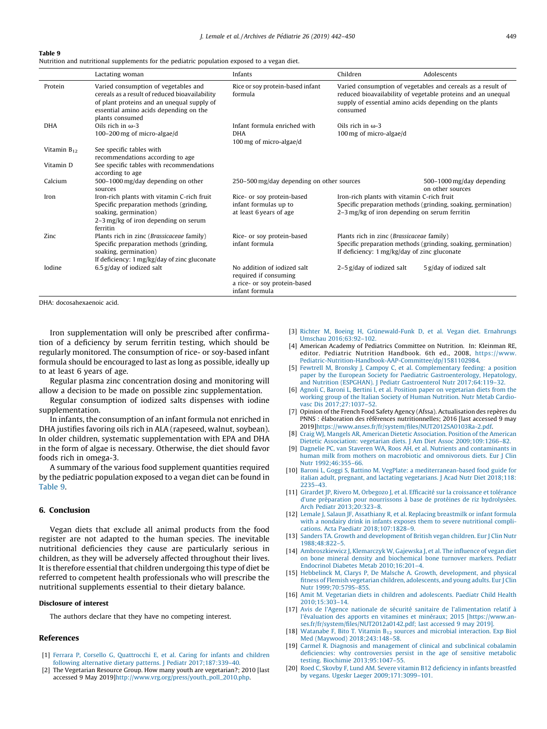**Table 9**
Nutrition and nutritional supplements for the pediatric population exposed to a vegan diet.

| | Lactating woman | Infants | Children | Adolescents |
|---|---|---|---|---|
| Protein | Varied consumption of vegetables and cereals as a result of reduced bioavailability of plant proteins and an unequal supply of essential amino acids depending on the plants consumed | Rice or soy protein-based infant formula | Varied consumption of vegetables and cereals as a result of reduced bioavailability of vegetable proteins and an unequal supply of essential amino acids depending on the plants consumed | |
| DHA | Oils rich in ω-3<br>100–200 mg of micro-algae/d | Infant formula enriched with DHA<br>100 mg of micro-algae/d | Oils rich in ω-3<br>100 mg of micro-algae/d | |
| Vitamin $B_{12}$ | See specific tables with recommendations according to age | | | |
| Vitamin D | See specific tables with recommendations according to age | | | |
| Calcium | 500–1000 mg/day depending on other sources | 250–500 mg/day depending on other sources | | 500–1000 mg/day depending on other sources |
| Iron | Iron-rich plants with vitamin C-rich fruit<br>Specific preparation methods (grinding, soaking, germination)<br>2–3 mg/kg of iron depending on serum ferritin | Rice- or soy protein-based infant formulas up to at least 6 years of age | Iron-rich plants with vitamin C-rich fruit<br>Specific preparation methods (grinding, soaking, germination)<br>2–3 mg/kg of iron depending on serum ferritin | |
| Zinc | Plants rich in zinc (*Brassicaceae* family)<br>Specific preparation methods (grinding, soaking, germination)<br>If deficiency: 1 mg/kg/day of zinc gluconate | Rice- or soy protein-based infant formula | Plants rich in zinc (*Brassicaceae* family)<br>Specific preparation methods (grinding, soaking, germination)<br>If deficiency: 1 mg/kg/day of zinc gluconate | |
| Iodine | 6.5 g/day of iodized salt | No addition of iodized salt required if consuming a rice- or soy protein-based infant formula | 2–5 g/day of iodized salt | 5 g/day of iodized salt |

DHA: docosahexaenoic acid.

Iron supplementation will only be prescribed after confirmation of a deficiency by serum ferritin testing, which should be regularly monitored. The consumption of rice- or soy-based infant formula should be encouraged to last as long as possible, ideally up to at least 6 years of age.

Regular plasma zinc concentration dosing and monitoring will allow a decision to be made on possible zinc supplementation.

Regular consumption of iodized salts dispenses with iodine supplementation.

In infants, the consumption of an infant formula not enriched in DHA justifies favoring oils rich in ALA (rapeseed, walnut, soybean). In older children, systematic supplementation with EPA and DHA in the form of algae is necessary. Otherwise, the diet should favor foods rich in omega-3.

A summary of the various food supplement quantities required by the pediatric population exposed to a vegan diet can be found in Table 9.

## 6. Conclusion

Vegan diets that exclude all animal products from the food register are not adapted to the human species. The inevitable nutritional deficiencies they cause are particularly serious in children, as they will be adversely affected throughout their lives. It is therefore essential that children undergoing this type of diet be referred to competent health professionals who will prescribe the nutritional supplements essential to their dietary balance.

### Disclosure of interest

The authors declare that they have no competing interest.

## References

[1] Ferrara P, Corsello G, Quattrocchi E, et al. Caring for infants and children following alternative dietary patterns. J Pediatr 2017;187:339–40.
[2] The Vegetarian Resource Group. How many youth are vegetarian?; 2010 [last accessed 9 May 2019]http://www.vrg.org/press/youth_poll_2010.php.
[3] Richter M, Boeing H, Grünewald-Funk D, et al. Vegan diet. Ernahrungs Umschau 2016;63:92–102.
[4] American Academy of Pediatrics Committee on Nutrition. In: Kleinman RE, editor. Pediatric Nutrition Handbook. 6th ed., 2008, https://www.Pediatric-Nutrition-Handbook-AAP-Committee/dp/1581102984.
[5] Fewtrell M, Bronsky J, Campoy C, et al. Complementary feeding: a position paper by the European Society for Paediatric Gastroenterology, Hepatology, and Nutrition (ESPGHAN). J Pediatr Gastroenterol Nutr 2017;64:119–32.
[6] Agnoli C, Baroni L, Bertini I, et al. Position paper on vegetarian diets from the working group of the Italian Society of Human Nutrition. Nutr Metab Cardiovasc Dis 2017;27:1037–52.
[7] Opinion of the French Food Safety Agency (Afssa). Actualisation des repères du PNNS : élaboration des références nutritionnelles; 2016 [last accessed 9 may 2019]https://www.anses.fr/fr/system/files/NUT2012SA0103Ra-2.pdf.
[8] Craig WJ, Mangels AR, American Dietetic Association. Position of the American Dietetic Association: vegetarian diets. J Am Diet Assoc 2009;109:1266–82.
[9] Dagnelie PC, van Staveren WA, Roos AH, et al. Nutrients and contaminants in human milk from mothers on macrobiotic and omnivorous diets. Eur J Clin Nutr 1992;46:355–66.
[10] Baroni L, Goggi S, Battino M. VegPlate: a mediterranean-based food guide for italian adult, pregnant, and lactating vegetarians. J Acad Nutr Diet 2018;118:2235–43.
[11] Girardet JP, Rivero M, Orbegozo J, et al. Efficacité sur la croissance et tolérance d'une préparation pour nourrissons à base de protéines de riz hydrolysées. Arch Pediatr 2013;20:323–8.
[12] Lemale J, Salaun JF, Assathiany R, et al. Replacing breastmilk or infant formula with a nondairy drink in infants exposes them to severe nutritional complications. Acta Paediatr 2018;107:1828–9.
[13] Sanders TA. Growth and development of British vegan children. Eur J Clin Nutr 1988;48:822–5.
[14] Ambroszkiewicz J, Klemarczyk W, Gajewska J, et al. The influence of vegan diet on bone mineral density and biochemical bone turnover markers. Pediatr Endocrinol Diabetes Metab 2010;16:201–4.
[15] Hebbelinck M, Clarys P, De Malsche A. Growth, development, and physical fitness of Flemish vegetarian children, adolescents, and young adults. Eur J Clin Nutr 1999;70:579S–85S.
[16] Amit M. Vegetarian diets in children and adolescents. Paediatr Child Health 2010;15:303–14.
[17] Avis de l'Agence nationale de sécurité sanitaire de l'alimentation relatif à l'évaluation des apports en vitamines et minéraux; 2015 [https://www.anses.fr/fr/system/files/NUT2012a0142.pdf; last accessed 9 may 2019].
[18] Watanabe F, Bito T. Vitamin $B_{12}$ sources and microbial interaction. Exp Biol Med (Maywood) 2018;243:148–58.
[19] Carmel R. Diagnosis and management of clinical and subclinical cobalamin deficiencies: why controversies persist in the age of sensitive metabolic testing. Biochimie 2013;95:1047–55.
[20] Roed C, Skovby F, Lund AM. Severe vitamin B12 deficiency in infants breastfed by vegans. Ugeskr Laeger 2009;171:3099–101.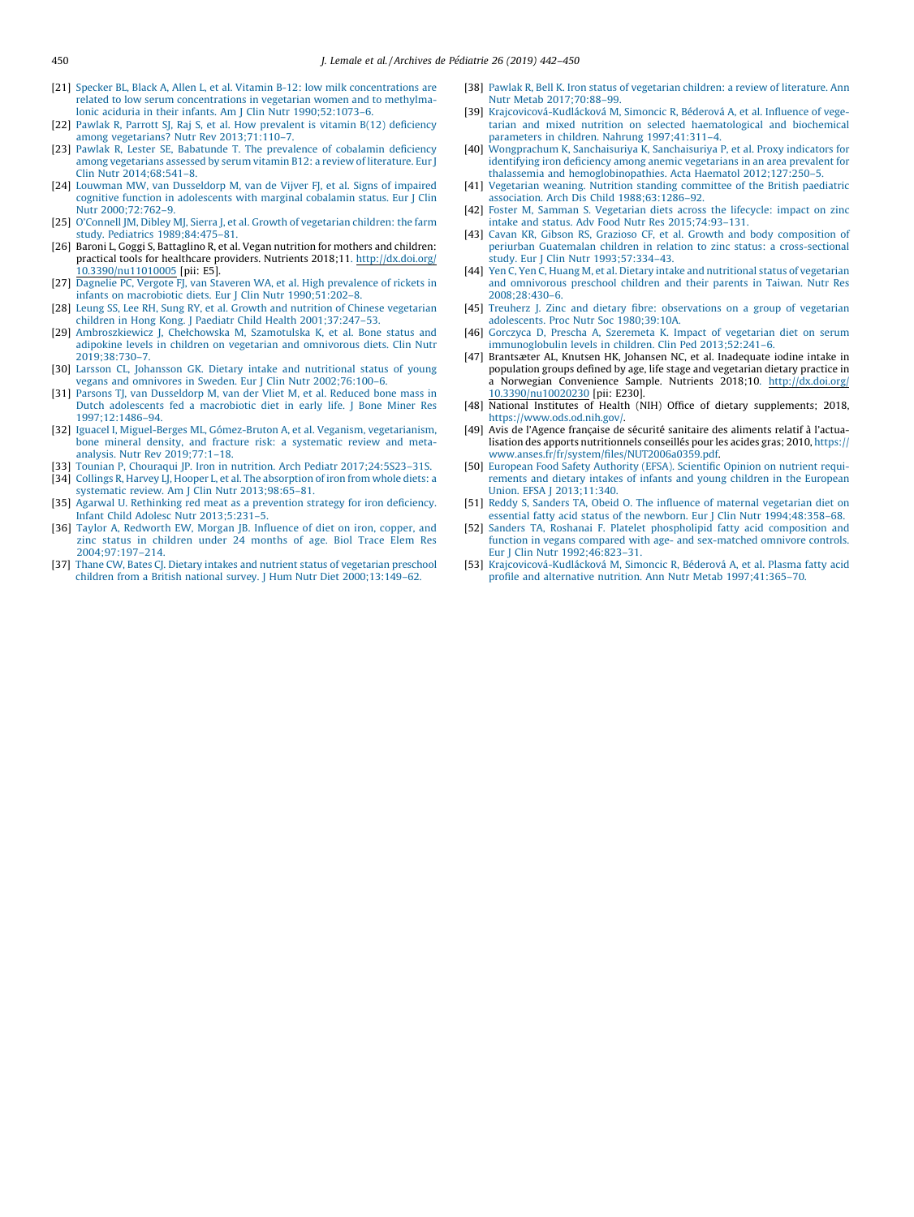[21] Specker BL, Black A, Allen L, et al. Vitamin B-12: low milk concentrations are related to low serum concentrations in vegetarian women and to methylmalonic aciduria in their infants. Am J Clin Nutr 1990;52:1073–6.

[22] Pawlak R, Parrott SJ, Raj S, et al. How prevalent is vitamin B(12) deficiency among vegetarians? Nutr Rev 2013;71:110–7.

[23] Pawlak R, Lester SE, Babatunde T. The prevalence of cobalamin deficiency among vegetarians assessed by serum vitamin B12: a review of literature. Eur J Clin Nutr 2014;68:541–8.

[24] Louwman MW, van Dusseldorp M, van de Vijver FJ, et al. Signs of impaired cognitive function in adolescents with marginal cobalamin status. Eur J Clin Nutr 2000;72:762–9.

[25] O'Connell JM, Dibley MJ, Sierra J, et al. Growth of vegetarian children: the farm study. Pediatrics 1989;84:475–81.

[26] Baroni L, Goggi S, Battaglino R, et al. Vegan nutrition for mothers and children: practical tools for healthcare providers. Nutrients 2018;11. http://dx.doi.org/10.3390/nu11010005 [pii: E5].

[27] Dagnelie PC, Vergote FJ, van Staveren WA, et al. High prevalence of rickets in infants on macrobiotic diets. Eur J Clin Nutr 1990;51:202–8.

[28] Leung SS, Lee RH, Sung RY, et al. Growth and nutrition of Chinese vegetarian children in Hong Kong. J Paediatr Child Health 2001;37:247–53.

[29] Ambroszkiewicz J, Chełchowska M, Szamotulska K, et al. Bone status and adipokine levels in children on vegetarian and omnivorous diets. Clin Nutr 2019;38:730–7.

[30] Larsson CL, Johansson GK. Dietary intake and nutritional status of young vegans and omnivores in Sweden. Eur J Clin Nutr 2002;76:100–6.

[31] Parsons TJ, van Dusseldorp M, van der Vliet M, et al. Reduced bone mass in Dutch adolescents fed a macrobiotic diet in early life. J Bone Miner Res 1997;12:1486–94.

[32] Iguacel I, Miguel-Berges ML, Gómez-Bruton A, et al. Veganism, vegetarianism, bone mineral density, and fracture risk: a systematic review and meta-analysis. Nutr Rev 2019;77:1–18.

[33] Tounian P, Chouraqui JP. Iron in nutrition. Arch Pediatr 2017;24:5S23–31S.

[34] Collings R, Harvey LJ, Hooper L, et al. The absorption of iron from whole diets: a systematic review. Am J Clin Nutr 2013;98:65–81.

[35] Agarwal U. Rethinking red meat as a prevention strategy for iron deficiency. Infant Child Adolesc Nutr 2013;5:231–5.

[36] Taylor A, Redworth EW, Morgan JB. Influence of diet on iron, copper, and zinc status in children under 24 months of age. Biol Trace Elem Res 2004;97:197–214.

[37] Thane CW, Bates CJ. Dietary intakes and nutrient status of vegetarian preschool children from a British national survey. J Hum Nutr Diet 2000;13:149–62.

[38] Pawlak R, Bell K. Iron status of vegetarian children: a review of literature. Ann Nutr Metab 2017;70:88–99.

[39] Krajcovicová-Kudlácková M, Simoncic R, Béderová A, et al. Influence of vegetarian and mixed nutrition on selected haematological and biochemical parameters in children. Nahrung 1997;41:311–4.

[40] Wongprachum K, Sanchaisuriya K, Sanchaisuriya P, et al. Proxy indicators for identifying iron deficiency among anemic vegetarians in an area prevalent for thalassemia and hemoglobinopathies. Acta Haematol 2012;127:250–5.

[41] Vegetarian weaning. Nutrition standing committee of the British paediatric association. Arch Dis Child 1988;63:1286–92.

[42] Foster M, Samman S. Vegetarian diets across the lifecycle: impact on zinc intake and status. Adv Food Nutr Res 2015;74:93–131.

[43] Cavan KR, Gibson RS, Grazioso CF, et al. Growth and body composition of periurban Guatemalan children in relation to zinc status: a cross-sectional study. Eur J Clin Nutr 1993;57:334–43.

[44] Yen C, Yen C, Huang M, et al. Dietary intake and nutritional status of vegetarian and omnivorous preschool children and their parents in Taiwan. Nutr Res 2008;28:430–6.

[45] Treuherz J. Zinc and dietary fibre: observations on a group of vegetarian adolescents. Proc Nutr Soc 1980;39:10A.

[46] Gorczyca D, Prescha A, Szeremeta K. Impact of vegetarian diet on serum immunoglobulin levels in children. Clin Ped 2013;52:241–6.

[47] Brantsæter AL, Knutsen HK, Johansen NC, et al. Inadequate iodine intake in population groups defined by age, life stage and vegetarian dietary practice in a Norwegian Convenience Sample. Nutrients 2018;10. http://dx.doi.org/10.3390/nu10020230 [pii: E230].

[48] National Institutes of Health (NIH) Office of dietary supplements; 2018, https://www.ods.od.nih.gov/.

[49] Avis de l'Agence française de sécurité sanitaire des aliments relatif à l'actualisation des apports nutritionnels conseillés pour les acides gras; 2010, https://www.anses.fr/fr/system/files/NUT2006a0359.pdf.

[50] European Food Safety Authority (EFSA). Scientific Opinion on nutrient requirements and dietary intakes of infants and young children in the European Union. EFSA J 2013;11:340.

[51] Reddy S, Sanders TA, Obeid O. The influence of maternal vegetarian diet on essential fatty acid status of the newborn. Eur J Clin Nutr 1994;48:358–68.

[52] Sanders TA, Roshanai F. Platelet phospholipid fatty acid composition and function in vegans compared with age- and sex-matched omnivore controls. Eur J Clin Nutr 1992;46:823–31.

[53] Krajcovicová-Kudlácková M, Simoncic R, Béderová A, et al. Plasma fatty acid profile and alternative nutrition. Ann Nutr Metab 1997;41:365–70.